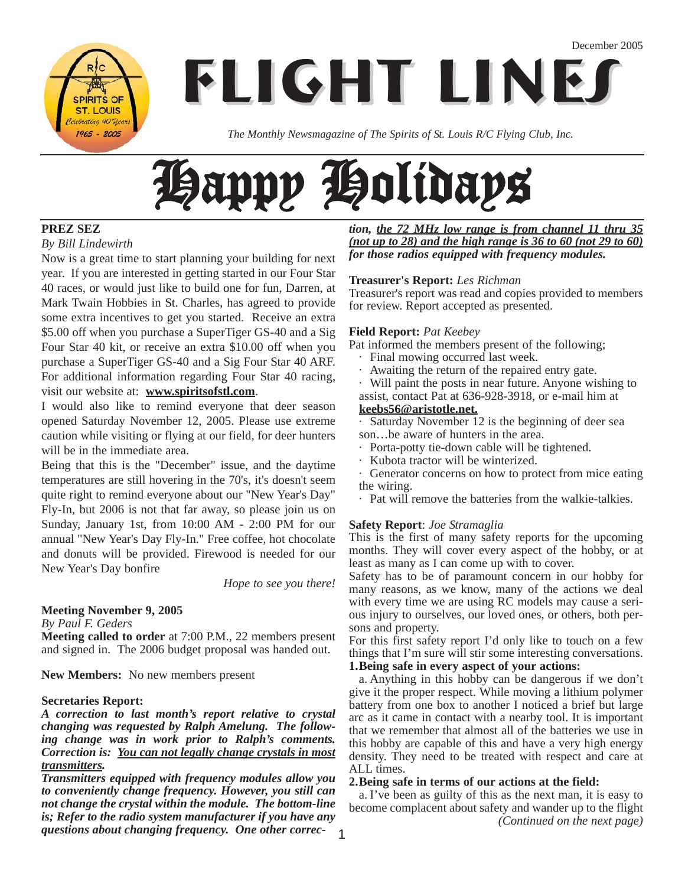December 2005

# FLIGHT LINES

*The Monthly Newsmagazine of The Spirits of St. Louis R/C Flying Club, Inc.*

# Happy Holidays

## PREZ SEZ

*By Bill Lindewirth*

Now is a great time to start planning your building for next year. If you are interested in getting started in our Four Star 40 races, or would just like to build one for fun, Darren, at Mark Twain Hobbies in St. Charles, has agreed to provide some extra incentives to get you started. Receive an extra $5.00 off when you purchase a SuperTiger GS-40 and a Sig Four Star 40 kit, or receive an extra $10.00 off when you purchase a SuperTiger GS-40 and a Sig Four Star 40 ARF. For additional information regarding Four Star 40 racing, visit our website at: **www.spiritsofstl.com**.

I would also like to remind everyone that deer season opened Saturday November 12, 2005. Please use extreme caution while visiting or flying at our field, for deer hunters will be in the immediate area.

Being that this is the "December" issue, and the daytime temperatures are still hovering in the 70's, it's doesn't seem quite right to remind everyone about our "New Year's Day" Fly-In, but 2006 is not that far away, so please join us on Sunday, January 1st, from 10:00 AM - 2:00 PM for our annual "New Year's Day Fly-In." Free coffee, hot chocolate and donuts will be provided. Firewood is needed for our New Year's Day bonfire

*Hope to see you there!*

## Meeting November 9, 2005

*By Paul F. Geders*

**Meeting called to order** at 7:00 P.M., 22 members present and signed in. The 2006 budget proposal was handed out.

**New Members:** No new members present

**Secretaries Report:**

***A correction to last month's report relative to crystal changing was requested by Ralph Amelung. The following change was in work prior to Ralph's comments. Correction is: <u>You can not legally change crystals in most transmitters</u>.***

***Transmitters equipped with frequency modules allow you to conveniently change frequency. However, you still can not change the crystal within the module. The bottom-line is; Refer to the radio system manufacturer if you have any questions about changing frequency. One other correction, <u>the 72 MHz low range is from channel 11 thru 35 (not up to 28) and the high range is 36 to 60 (not 29 to 60)</u> for those radios equipped with frequency modules.***

**Treasurer's Report:** *Les Richman*

Treasurer's report was read and copies provided to members for review. Report accepted as presented.

**Field Report:** *Pat Keebey*

Pat informed the members present of the following;

- Final mowing occurred last week.
- Awaiting the return of the repaired entry gate.
- Will paint the posts in near future. Anyone wishing to assist, contact Pat at 636-928-3918, or e-mail him at **keebs56@aristotle.net.**
- Saturday November 12 is the beginning of deer season…be aware of hunters in the area.
- Porta-potty tie-down cable will be tightened.
- Kubota tractor will be winterized.
- Generator concerns on how to protect from mice eating the wiring.
- Pat will remove the batteries from the walkie-talkies.

**Safety Report**: *Joe Stramaglia*

This is the first of many safety reports for the upcoming months. They will cover every aspect of the hobby, or at least as many as I can come up with to cover.

Safety has to be of paramount concern in our hobby for many reasons, as we know, many of the actions we deal with every time we are using RC models may cause a serious injury to ourselves, our loved ones, or others, both persons and property.

For this first safety report I'd only like to touch on a few things that I'm sure will stir some interesting conversations.

**1. Being safe in every aspect of your actions:**

a. Anything in this hobby can be dangerous if we don't give it the proper respect. While moving a lithium polymer battery from one box to another I noticed a brief but large arc as it came in contact with a nearby tool. It is important that we remember that almost all of the batteries we use in this hobby are capable of this and have a very high energy density. They need to be treated with respect and care at ALL times.

**2. Being safe in terms of our actions at the field:**

a. I've been as guilty of this as the next man, it is easy to become complacent about safety and wander up to the flight

*(Continued on the next page)*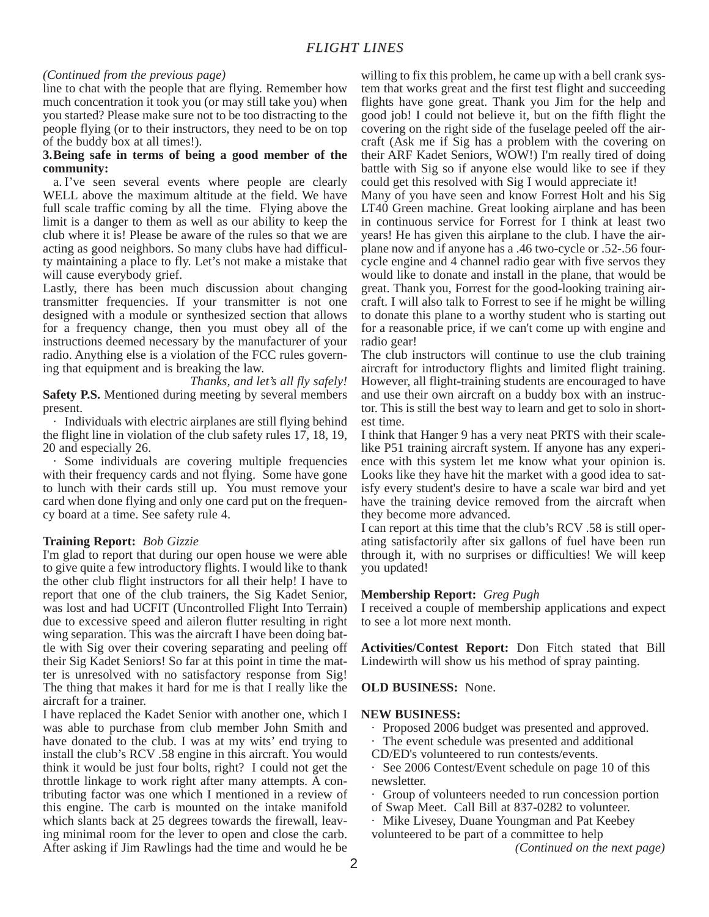*(Continued from the previous page)*

line to chat with the people that are flying. Remember how much concentration it took you (or may still take you) when you started? Please make sure not to be too distracting to the people flying (or to their instructors, they need to be on top of the buddy box at all times!).

**3. Being safe in terms of being a good member of the community:**

a. I've seen several events where people are clearly WELL above the maximum altitude at the field. We have full scale traffic coming by all the time. Flying above the limit is a danger to them as well as our ability to keep the club where it is! Please be aware of the rules so that we are acting as good neighbors. So many clubs have had difficulty maintaining a place to fly. Let's not make a mistake that will cause everybody grief.

Lastly, there has been much discussion about changing transmitter frequencies. If your transmitter is not one designed with a module or synthesized section that allows for a frequency change, then you must obey all of the instructions deemed necessary by the manufacturer of your radio. Anything else is a violation of the FCC rules governing that equipment and is breaking the law.

*Thanks, and let's all fly safely!*

**Safety P.S.** Mentioned during meeting by several members present.

· Individuals with electric airplanes are still flying behind the flight line in violation of the club safety rules 17, 18, 19, 20 and especially 26.

· Some individuals are covering multiple frequencies with their frequency cards and not flying. Some have gone to lunch with their cards still up. You must remove your card when done flying and only one card put on the frequency board at a time. See safety rule 4.

**Training Report:** *Bob Gizzie*

I'm glad to report that during our open house we were able to give quite a few introductory flights. I would like to thank the other club flight instructors for all their help! I have to report that one of the club trainers, the Sig Kadet Senior, was lost and had UCFIT (Uncontrolled Flight Into Terrain) due to excessive speed and aileron flutter resulting in right wing separation. This was the aircraft I have been doing battle with Sig over their covering separating and peeling off their Sig Kadet Seniors! So far at this point in time the matter is unresolved with no satisfactory response from Sig! The thing that makes it hard for me is that I really like the aircraft for a trainer.

I have replaced the Kadet Senior with another one, which I was able to purchase from club member John Smith and have donated to the club. I was at my wits' end trying to install the club's RCV .58 engine in this aircraft. You would think it would be just four bolts, right? I could not get the throttle linkage to work right after many attempts. A contributing factor was one which I mentioned in a review of this engine. The carb is mounted on the intake manifold which slants back at 25 degrees towards the firewall, leaving minimal room for the lever to open and close the carb. After asking if Jim Rawlings had the time and would he be willing to fix this problem, he came up with a bell crank system that works great and the first test flight and succeeding flights have gone great. Thank you Jim for the help and good job! I could not believe it, but on the fifth flight the covering on the right side of the fuselage peeled off the aircraft (Ask me if Sig has a problem with the covering on their ARF Kadet Seniors, WOW!) I'm really tired of doing battle with Sig so if anyone else would like to see if they could get this resolved with Sig I would appreciate it!

Many of you have seen and know Forrest Holt and his Sig LT40 Green machine. Great looking airplane and has been in continuous service for Forrest for I think at least two years! He has given this airplane to the club. I have the airplane now and if anyone has a .46 two-cycle or .52-.56 four-cycle engine and 4 channel radio gear with five servos they would like to donate and install in the plane, that would be great. Thank you, Forrest for the good-looking training aircraft. I will also talk to Forrest to see if he might be willing to donate this plane to a worthy student who is starting out for a reasonable price, if we can't come up with engine and radio gear!

The club instructors will continue to use the club training aircraft for introductory flights and limited flight training. However, all flight-training students are encouraged to have and use their own aircraft on a buddy box with an instructor. This is still the best way to learn and get to solo in shortest time.

I think that Hanger 9 has a very neat PRTS with their scale-like P51 training aircraft system. If anyone has any experience with this system let me know what your opinion is. Looks like they have hit the market with a good idea to satisfy every student's desire to have a scale war bird and yet have the training device removed from the aircraft when they become more advanced.

I can report at this time that the club's RCV .58 is still operating satisfactorily after six gallons of fuel have been run through it, with no surprises or difficulties! We will keep you updated!

**Membership Report:** *Greg Pugh*

I received a couple of membership applications and expect to see a lot more next month.

**Activities/Contest Report:** Don Fitch stated that Bill Lindewirth will show us his method of spray painting.

**OLD BUSINESS:** None.

**NEW BUSINESS:**

- Proposed 2006 budget was presented and approved.
- The event schedule was presented and additional CD/ED's volunteered to run contests/events.
- See 2006 Contest/Event schedule on page 10 of this newsletter.
- Group of volunteers needed to run concession portion of Swap Meet. Call Bill at 837-0282 to volunteer.
- Mike Livesey, Duane Youngman and Pat Keebey volunteered to be part of a committee to help

*(Continued on the next page)*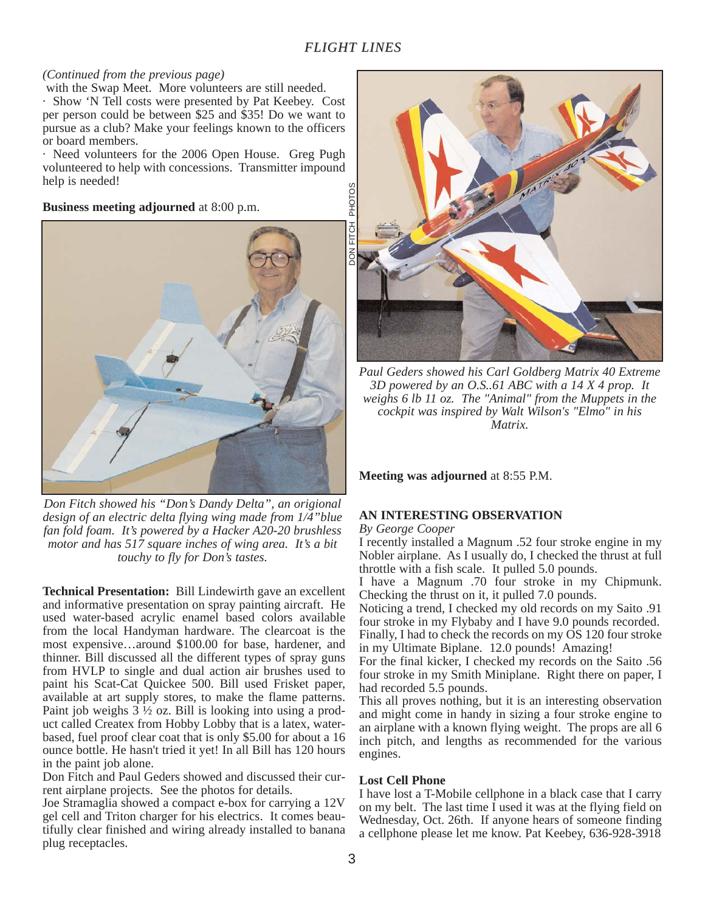*(Continued from the previous page)*

with the Swap Meet. More volunteers are still needed.

· Show 'N Tell costs were presented by Pat Keebey. Cost per person could be between $25 and $35! Do we want to pursue as a club? Make your feelings known to the officers or board members.

· Need volunteers for the 2006 Open House. Greg Pugh volunteered to help with concessions. Transmitter impound help is needed!

**Business meeting adjourned** at 8:00 p.m.

DON FITCH PHOTOS

*Don Fitch showed his "Don's Dandy Delta", an origional design of an electric delta flying wing made from 1/4"blue fan fold foam. It's powered by a Hacker A20-20 brushless motor and has 517 square inches of wing area. It's a bit touchy to fly for Don's tastes.*

**Technical Presentation:** Bill Lindewirth gave an excellent and informative presentation on spray painting aircraft. He used water-based acrylic enamel based colors available from the local Handyman hardware. The clearcoat is the most expensive…around $100.00 for base, hardener, and thinner. Bill discussed all the different types of spray guns from HVLP to single and dual action air brushes used to paint his Scat-Cat Quickee 500. Bill used Frisket paper, available at art supply stores, to make the flame patterns. Paint job weighs 3 ½ oz. Bill is looking into using a product called Createx from Hobby Lobby that is a latex, water-based, fuel proof clear coat that is only $5.00 for about a 16 ounce bottle. He hasn't tried it yet! In all Bill has 120 hours in the paint job alone.

Don Fitch and Paul Geders showed and discussed their current airplane projects. See the photos for details.

Joe Stramaglia showed a compact e-box for carrying a 12V gel cell and Triton charger for his electrics. It comes beautifully clear finished and wiring already installed to banana plug receptacles.

*Paul Geders showed his Carl Goldberg Matrix 40 Extreme 3D powered by an O.S..61 ABC with a 14 X 4 prop. It weighs 6 lb 11 oz. The "Animal" from the Muppets in the cockpit was inspired by Walt Wilson's "Elmo" in his Matrix.*

**Meeting was adjourned** at 8:55 P.M.

## AN INTERESTING OBSERVATION

*By George Cooper*

I recently installed a Magnum .52 four stroke engine in my Nobler airplane. As I usually do, I checked the thrust at full throttle with a fish scale. It pulled 5.0 pounds.

I have a Magnum .70 four stroke in my Chipmunk. Checking the thrust on it, it pulled 7.0 pounds.

Noticing a trend, I checked my old records on my Saito .91 four stroke in my Flybaby and I have 9.0 pounds recorded. Finally, I had to check the records on my OS 120 four stroke in my Ultimate Biplane. 12.0 pounds! Amazing!

For the final kicker, I checked my records on the Saito .56 four stroke in my Smith Miniplane. Right there on paper, I had recorded 5.5 pounds.

This all proves nothing, but it is an interesting observation and might come in handy in sizing a four stroke engine to an airplane with a known flying weight. The props are all 6 inch pitch, and lengths as recommended for the various engines.

### Lost Cell Phone

I have lost a T-Mobile cellphone in a black case that I carry on my belt. The last time I used it was at the flying field on Wednesday, Oct. 26th. If anyone hears of someone finding a cellphone please let me know. Pat Keebey, 636-928-3918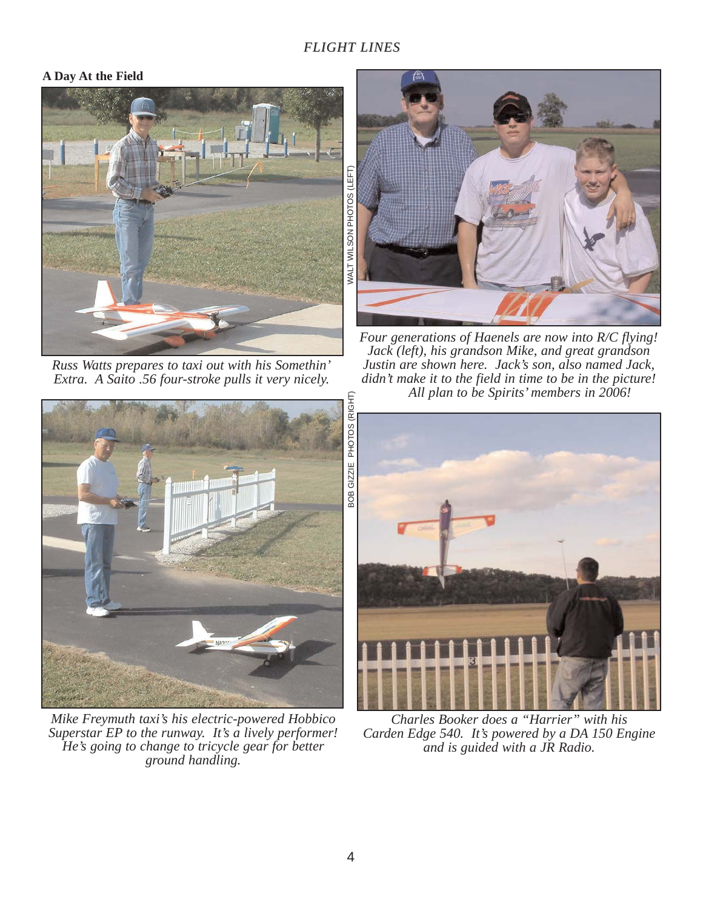**A Day At the Field**

*Russ Watts prepares to taxi out with his Somethin' Extra. A Saito .56 four-stroke pulls it very nicely.*

*Four generations of Haenels are now into R/C flying! Jack (left), his grandson Mike, and great grandson Justin are shown here. Jack's son, also named Jack, didn't make it to the field in time to be in the picture! All plan to be Spirits' members in 2006!*

WALT WILSON PHOTOS (LEFT)

BOB GIZZIE PHOTOS (RIGHT)

*Mike Freymuth taxi's his electric-powered Hobbico Superstar EP to the runway. It's a lively performer! He's going to change to tricycle gear for better ground handling.*

*Charles Booker does a "Harrier" with his Carden Edge 540. It's powered by a DA 150 Engine and is guided with a JR Radio.*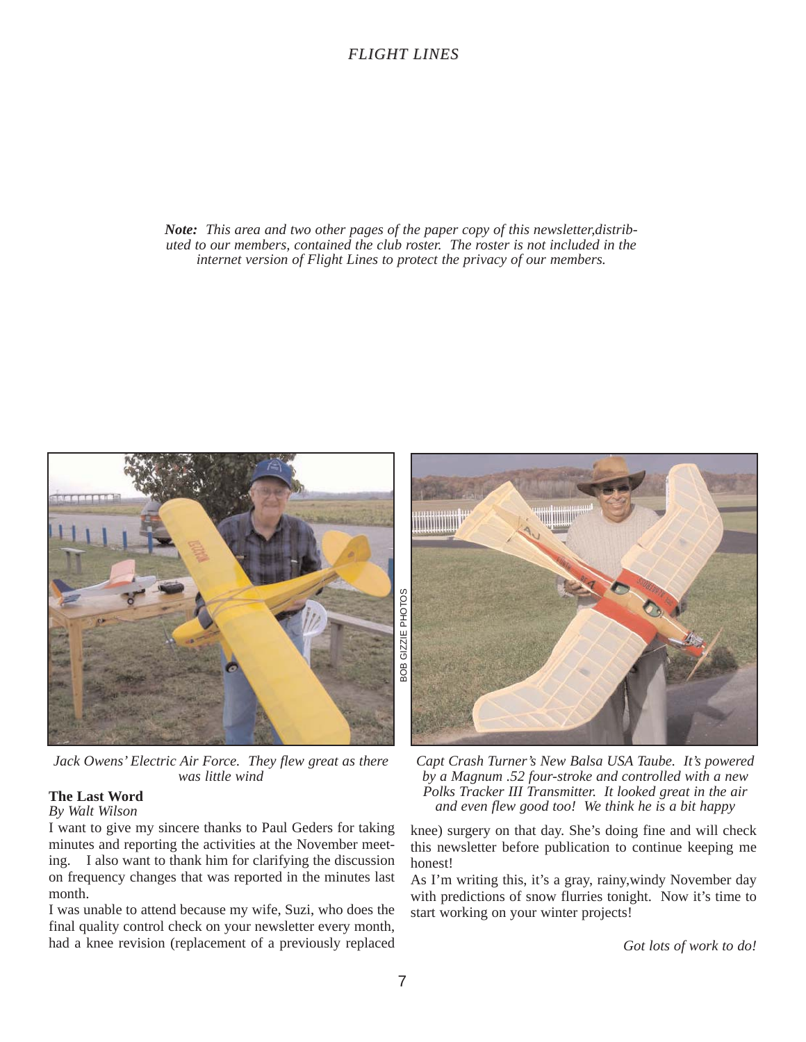*Note: This area and two other pages of the paper copy of this newsletter,distributed to our members, contained the club roster. The roster is not included in the internet version of Flight Lines to protect the privacy of our members.*

*Jack Owens' Electric Air Force. They flew great as there was little wind*

BOB GIZZIE PHOTOS

*Capt Crash Turner's New Balsa USA Taube. It's powered by a Magnum .52 four-stroke and controlled with a new Polks Tracker III Transmitter. It looked great in the air and even flew good too! We think he is a bit happy*

**The Last Word**
*By Walt Wilson*

I want to give my sincere thanks to Paul Geders for taking minutes and reporting the activities at the November meeting. I also want to thank him for clarifying the discussion on frequency changes that was reported in the minutes last month.

I was unable to attend because my wife, Suzi, who does the final quality control check on your newsletter every month, had a knee revision (replacement of a previously replaced knee) surgery on that day. She's doing fine and will check this newsletter before publication to continue keeping me honest!

As I'm writing this, it's a gray, rainy,windy November day with predictions of snow flurries tonight. Now it's time to start working on your winter projects!

*Got lots of work to do!*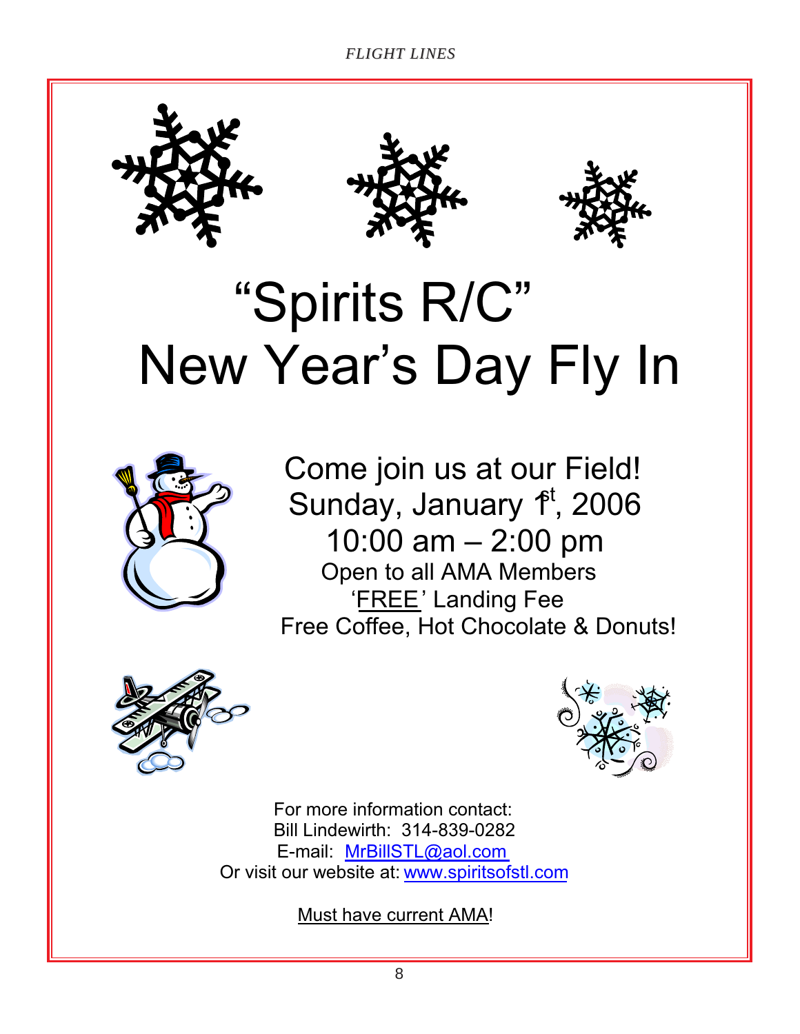# "Spirits R/C" New Year's Day Fly In

Come join us at our Field!
Sunday, January 1st, 2006
10:00 am – 2:00 pm
Open to all AMA Members
'FREE' Landing Fee
Free Coffee, Hot Chocolate & Donuts!

For more information contact:
Bill Lindewirth: 314-839-0282
E-mail: MrBillSTL@aol.com
Or visit our website at: www.spiritsofstl.com

Must have current AMA!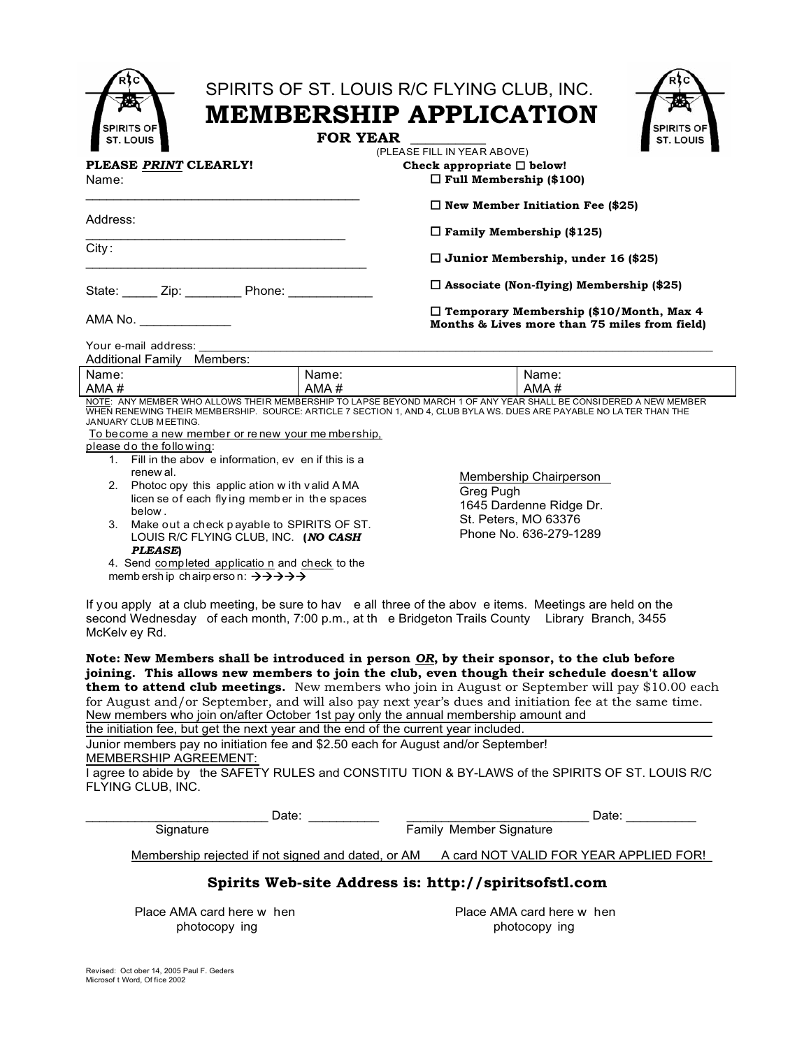SPIRITS OF ST. LOUIS R/C FLYING CLUB, INC.

# MEMBERSHIP APPLICATION

**FOR YEAR** __________

(PLEASE FILL IN YEAR ABOVE)

**PLEASE *PRINT* CLEARLY!**

Name: ________________________________________

Address: ______________________________________

City: _________________________________________

State: _____ Zip: ________ Phone: ____________

AMA No. _____________

**Check appropriate ☐ below!**

☐ **Full Membership ($100)**

☐ **New Member Initiation Fee ($25)**

☐ **Family Membership ($125)**

☐ **Junior Membership, under 16 ($25)**

☐ **Associate (Non-flying) Membership ($25)**

☐ **Temporary Membership ($10/Month, Max 4 Months & Lives more than 75 miles from field)**

Your e-mail address: ____________________________________________

Additional Family Members:

| Name: | Name: | Name: |
|---|---|---|
| AMA # | AMA # | AMA # |

NOTE: ANY MEMBER WHO ALLOWS THEIR MEMBERSHIP TO LAPSE BEYOND MARCH 1 OF ANY YEAR SHALL BE CONSIDERED A NEW MEMBER WHEN RENEWING THEIR MEMBERSHIP. SOURCE: ARTICLE 7 SECTION 1, AND 4, CLUB BYLAWS. DUES ARE PAYABLE NO LATER THAN THE JANUARY CLUB MEETING.

To become a new member or renew your membership, please do the following:

1. Fill in the above information, even if this is a renewal.
2. Photocopy this application with valid AMA license of each flying member in the spaces below.
3. Make out a check payable to SPIRITS OF ST. LOUIS R/C FLYING CLUB, INC. (***NO CASH PLEASE***)
4. Send completed application and check to the membership chairperson: →→→→→

Membership Chairperson
Greg Pugh
1645 Dardenne Ridge Dr.
St. Peters, MO 63376
Phone No. 636-279-1289

If you apply at a club meeting, be sure to have all three of the above items. Meetings are held on the second Wednesday of each month, 7:00 p.m., at the Bridgeton Trails County Library Branch, 3455 McKelvey Rd.

**Note: New Members shall be introduced in person *OR*, by their sponsor, to the club before joining. This allows new members to join the club, even though their schedule doesn't allow them to attend club meetings.** New members who join in August or September will pay $10.00 each for August and/or September, and will also pay next year's dues and initiation fee at the same time. New members who join on/after October 1st pay only the annual membership amount and the initiation fee, but get the next year and the end of the current year included.

Junior members pay no initiation fee and $2.50 each for August and/or September!

MEMBERSHIP AGREEMENT:

I agree to abide by the SAFETY RULES and CONSTITUTION & BY-LAWS of the SPIRITS OF ST. LOUIS R/C FLYING CLUB, INC.

__________________________ Date: __________
Signature

__________________________ Date: __________
Family Member Signature

Membership rejected if not signed and dated, or AMA card NOT VALID FOR YEAR APPLIED FOR!

## Spirits Web-site Address is: http://spiritsofstl.com

Place AMA card here when photocopying

Place AMA card here when photocopying

Revised: October 14, 2005 Paul F. Geders
Microsoft Word, Office 2002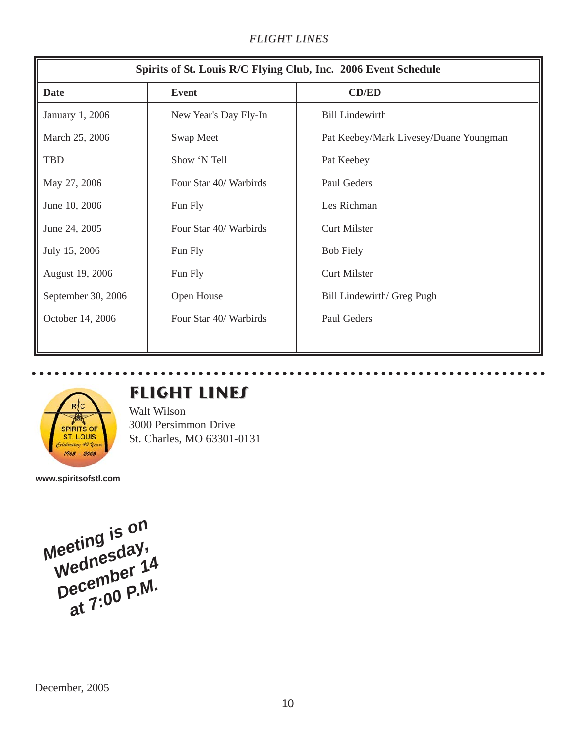| Spirits of St. Louis R/C Flying Club, Inc. 2006 Event Schedule | | |
|---|---|---|
| **Date** | **Event** | **CD/ED** |
| January 1, 2006 | New Year's Day Fly-In | Bill Lindewirth |
| March 25, 2006 | Swap Meet | Pat Keebey/Mark Livesey/Duane Youngman |
| TBD | Show 'N Tell | Pat Keebey |
| May 27, 2006 | Four Star 40/ Warbirds | Paul Geders |
| June 10, 2006 | Fun Fly | Les Richman |
| June 24, 2005 | Four Star 40/ Warbirds | Curt Milster |
| July 15, 2006 | Fun Fly | Bob Fiely |
| August 19, 2006 | Fun Fly | Curt Milster |
| September 30, 2006 | Open House | Bill Lindewirth/ Greg Pugh |
| October 14, 2006 | Four Star 40/ Warbirds | Paul Geders |

## FLIGHT LINES

Walt Wilson
3000 Persimmon Drive
St. Charles, MO 63301-0131

R/C SPIRITS OF ST. LOUIS Celebrating 40 Years 1965 - 2005

www.spiritsofstl.com

**Meeting is on Wednesday, December 14 at 7:00 P.M.**

December, 2005